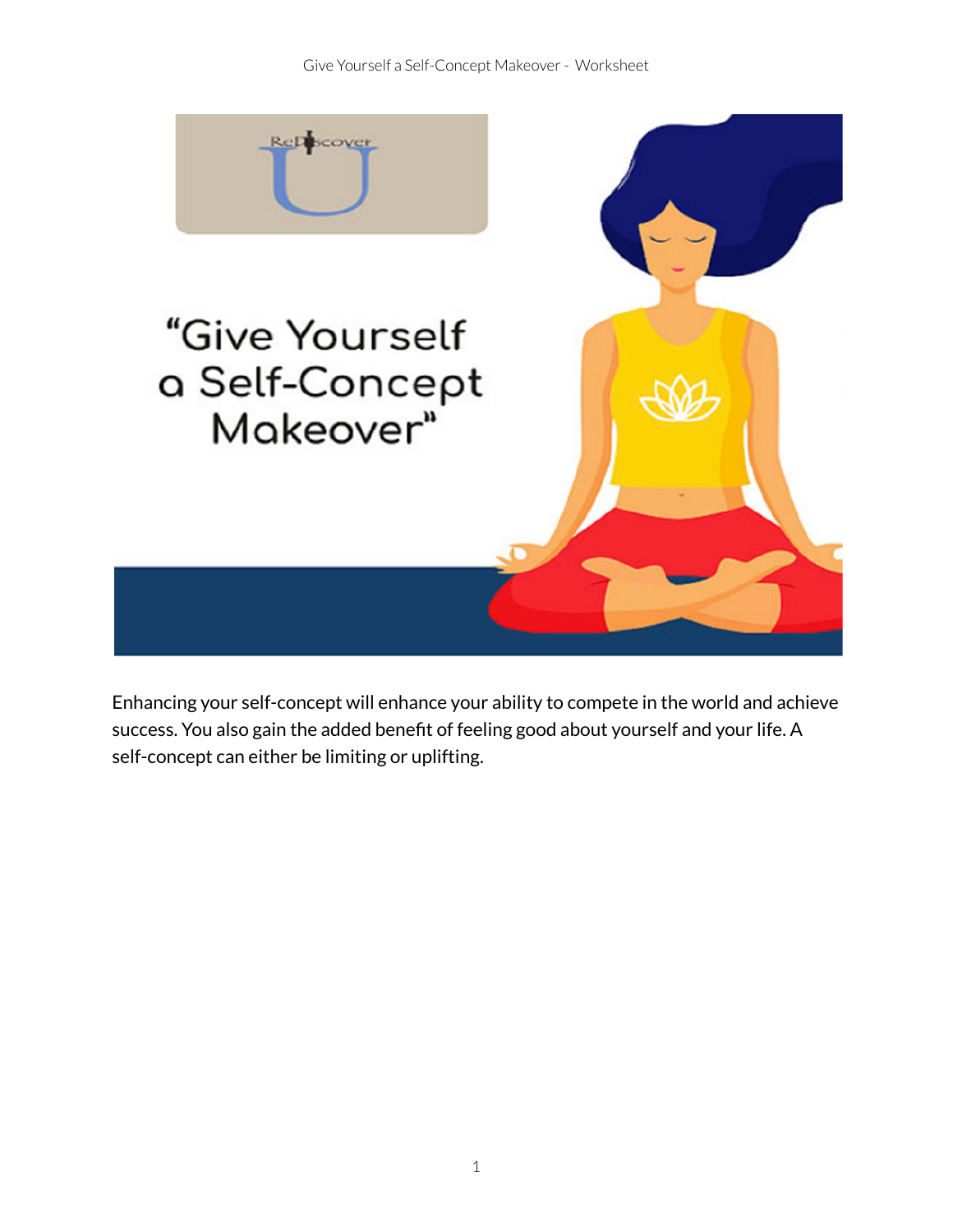# "Give Yourself a Self-Concept Makeover"

Enhancing your self-concept will enhance your ability to compete in the world and achieve success. You also gain the added benefit of feeling good about yourself and your life. A self-concept can either be limiting or uplifting.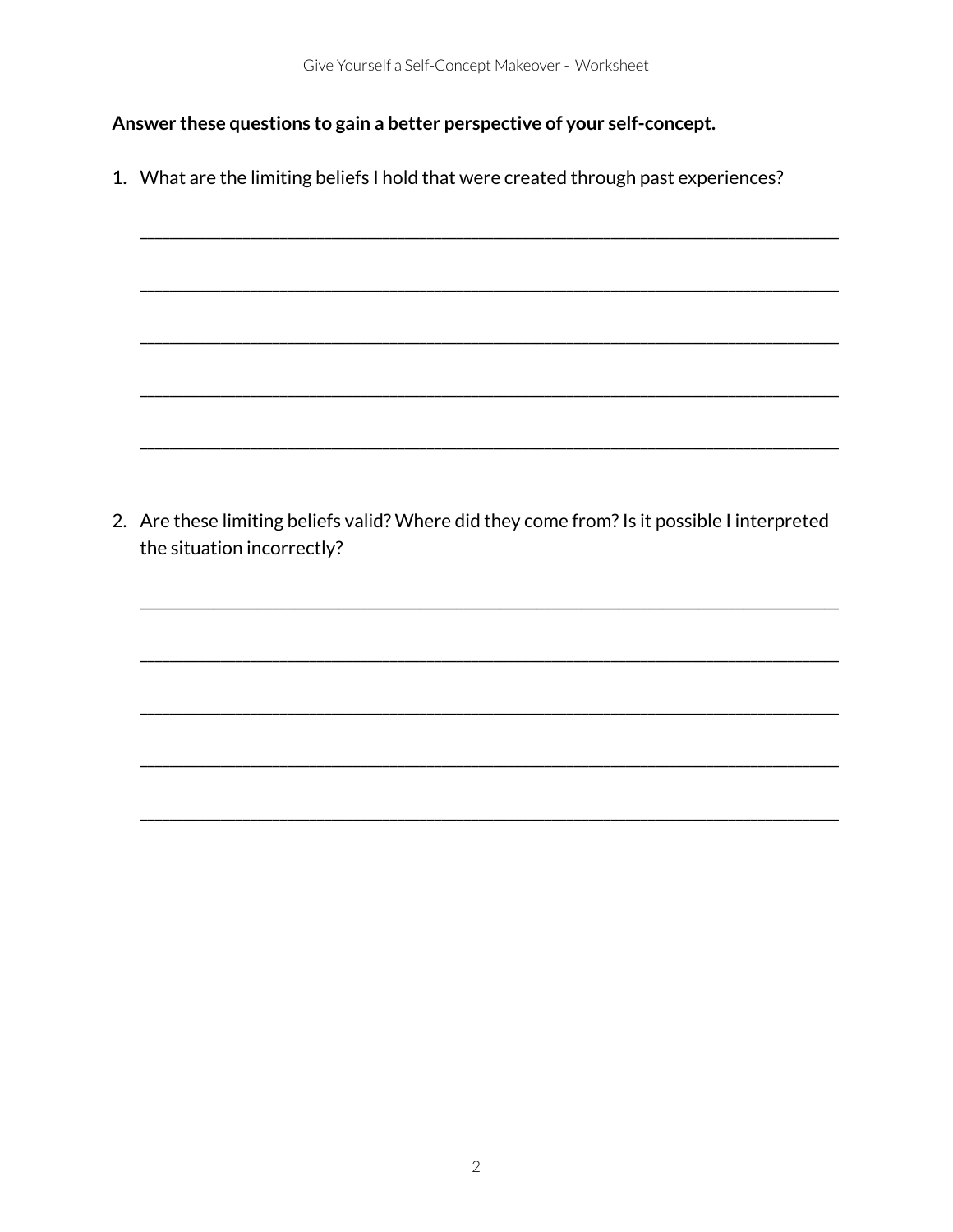**Answer these questions to gain a better perspective of your self-concept.**

1. What are the limiting beliefs I hold that were created through past experiences?

___________________________________________________________________________

___________________________________________________________________________

___________________________________________________________________________

___________________________________________________________________________

___________________________________________________________________________

2. Are these limiting beliefs valid? Where did they come from? Is it possible I interpreted the situation incorrectly?

___________________________________________________________________________

___________________________________________________________________________

___________________________________________________________________________

___________________________________________________________________________

___________________________________________________________________________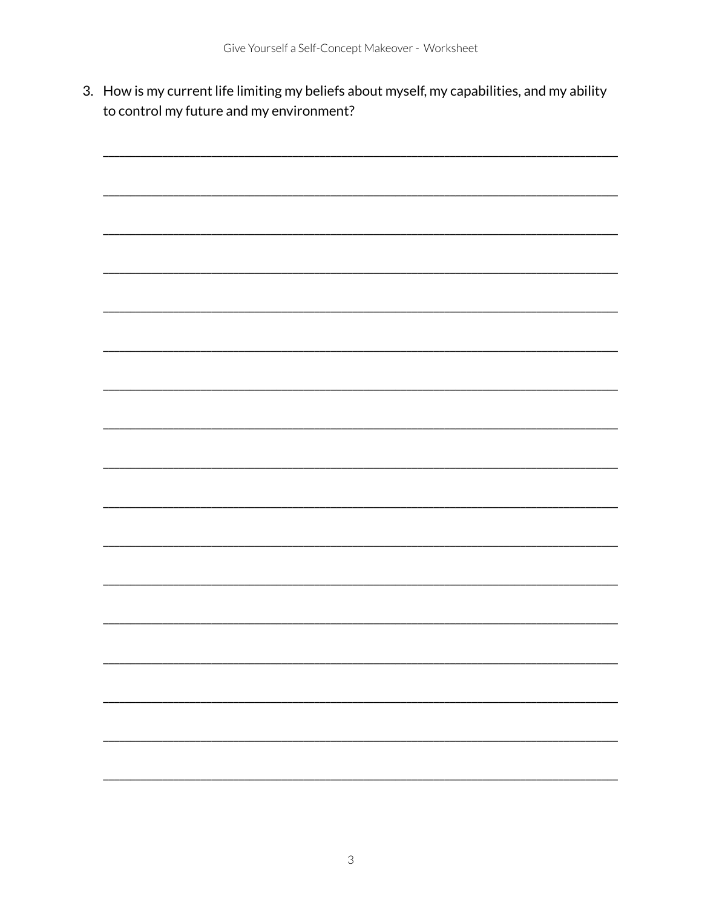3. How is my current life limiting my beliefs about myself, my capabilities, and my ability to control my future and my environment?

_______________________________________________________________________________

_______________________________________________________________________________

_______________________________________________________________________________

_______________________________________________________________________________

_______________________________________________________________________________

_______________________________________________________________________________

_______________________________________________________________________________

_______________________________________________________________________________

_______________________________________________________________________________

_______________________________________________________________________________

_______________________________________________________________________________

_______________________________________________________________________________

_______________________________________________________________________________

_______________________________________________________________________________

_______________________________________________________________________________

_______________________________________________________________________________

_______________________________________________________________________________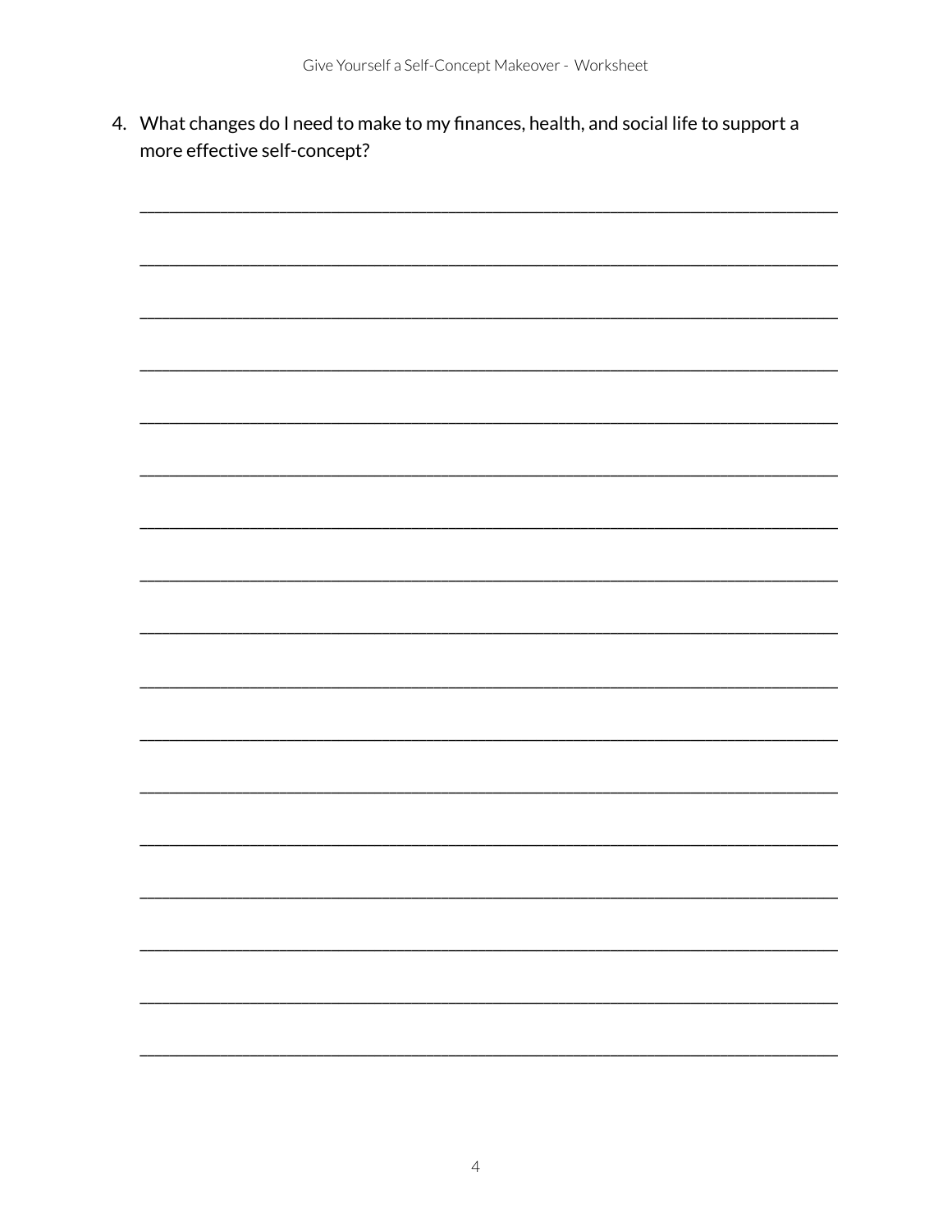4. What changes do I need to make to my finances, health, and social life to support a more effective self-concept?

_____________________________________________________________________________

_____________________________________________________________________________

_____________________________________________________________________________

_____________________________________________________________________________

_____________________________________________________________________________

_____________________________________________________________________________

_____________________________________________________________________________

_____________________________________________________________________________

_____________________________________________________________________________

_____________________________________________________________________________

_____________________________________________________________________________

_____________________________________________________________________________

_____________________________________________________________________________

_____________________________________________________________________________

_____________________________________________________________________________

_____________________________________________________________________________

_____________________________________________________________________________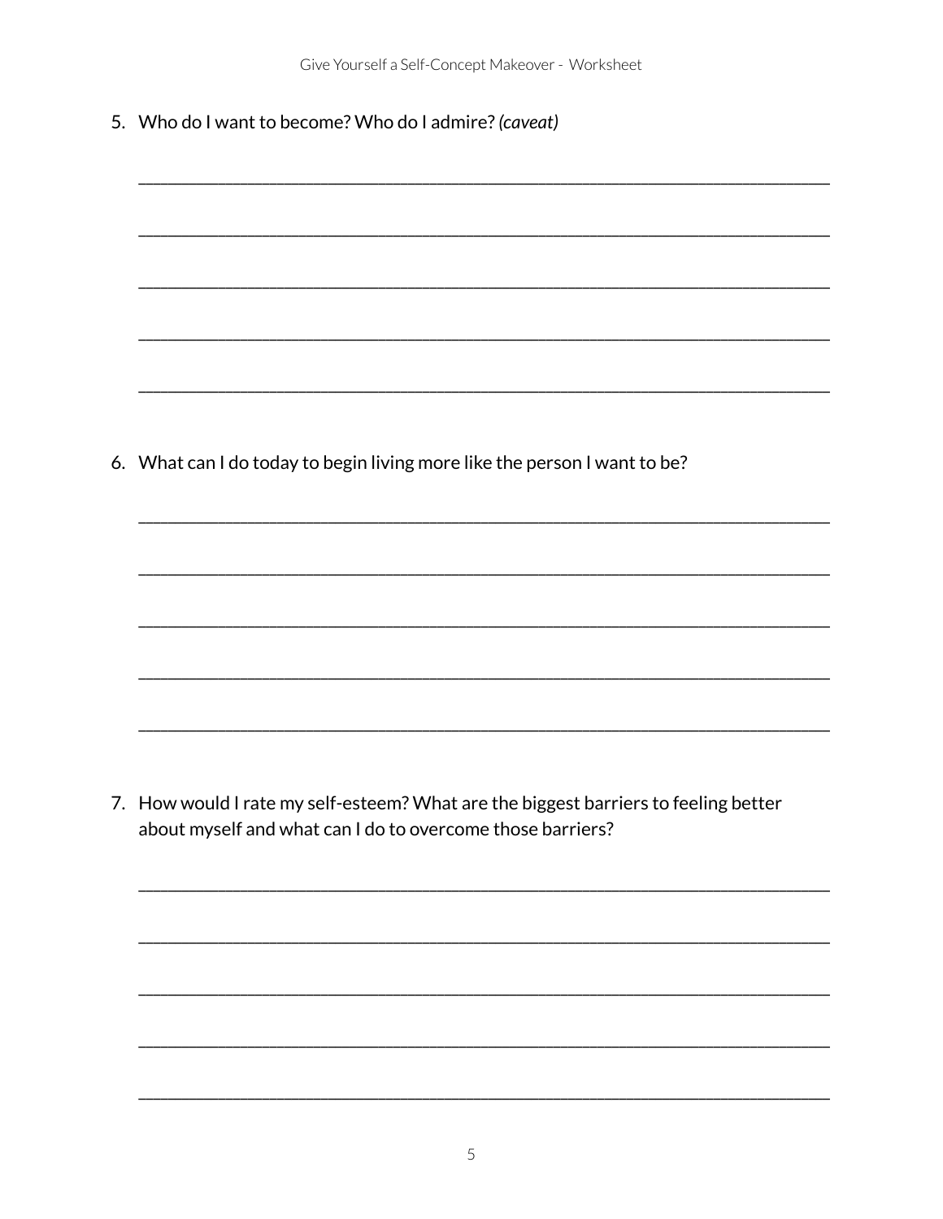5. Who do I want to become? Who do I admire? *(caveat)*

______________________________________________________________________________

______________________________________________________________________________

______________________________________________________________________________

______________________________________________________________________________

______________________________________________________________________________

6. What can I do today to begin living more like the person I want to be?

______________________________________________________________________________

______________________________________________________________________________

______________________________________________________________________________

______________________________________________________________________________

______________________________________________________________________________

7. How would I rate my self-esteem? What are the biggest barriers to feeling better about myself and what can I do to overcome those barriers?

______________________________________________________________________________

______________________________________________________________________________

______________________________________________________________________________

______________________________________________________________________________

______________________________________________________________________________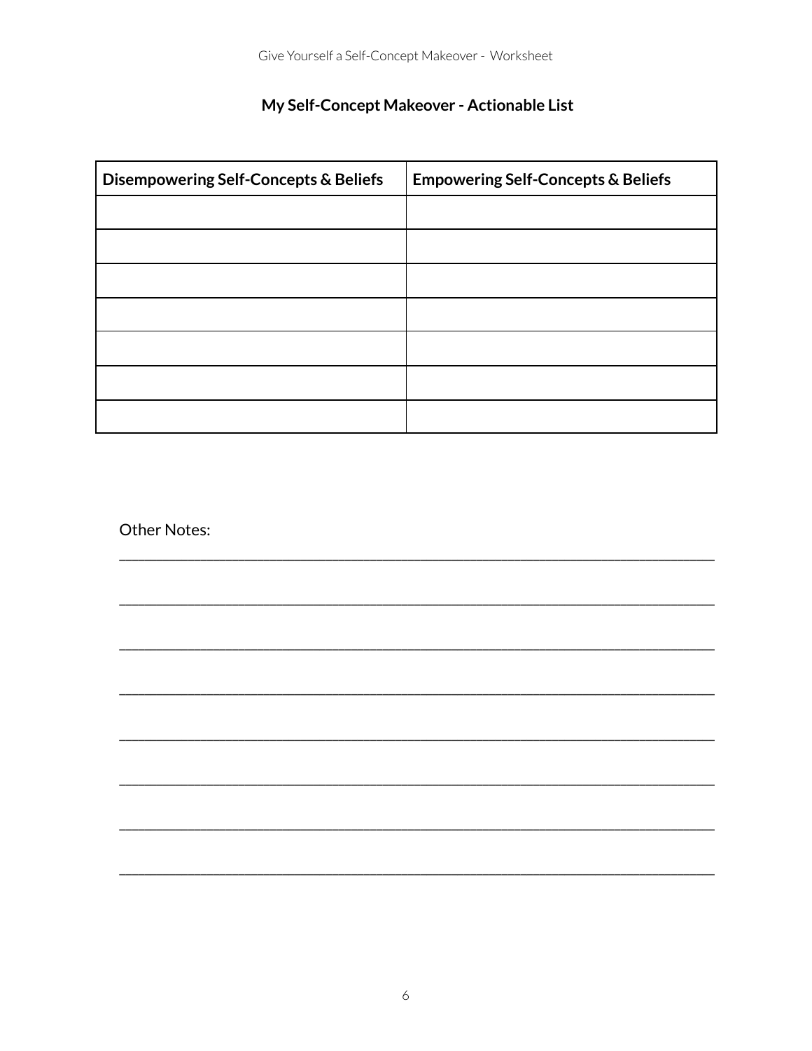## My Self-Concept Makeover - Actionable List

| Disempowering Self-Concepts & Beliefs | Empowering Self-Concepts & Beliefs |
| --- | --- |
| | |
| | |
| | |
| | |
| | |
| | |
| | |

Other Notes:

______________________________________________________________________________

______________________________________________________________________________

______________________________________________________________________________

______________________________________________________________________________

______________________________________________________________________________

______________________________________________________________________________

______________________________________________________________________________

______________________________________________________________________________